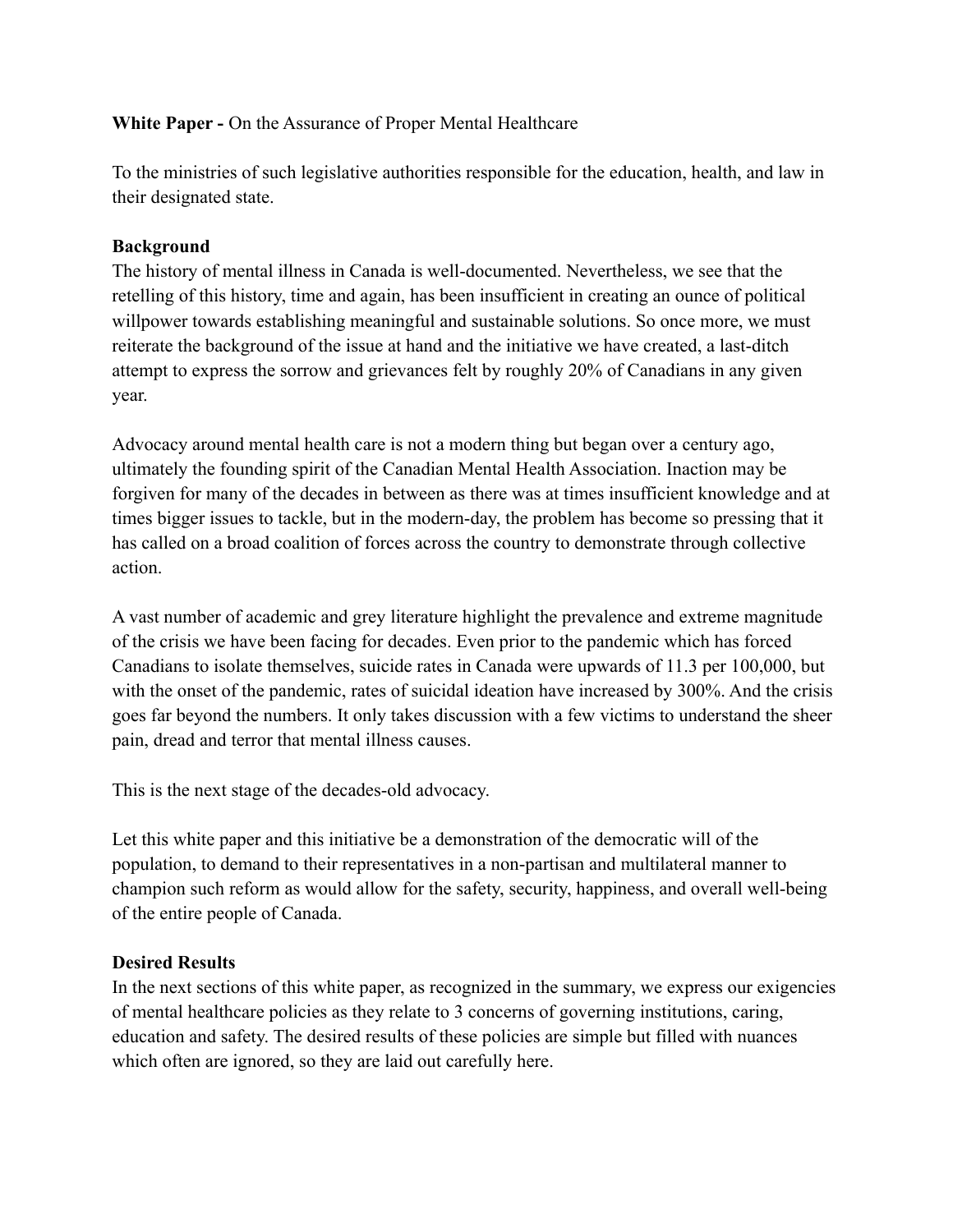**White Paper -** On the Assurance of Proper Mental Healthcare

To the ministries of such legislative authorities responsible for the education, health, and law in their designated state.

**Background**

The history of mental illness in Canada is well-documented. Nevertheless, we see that the retelling of this history, time and again, has been insufficient in creating an ounce of political willpower towards establishing meaningful and sustainable solutions. So once more, we must reiterate the background of the issue at hand and the initiative we have created, a last-ditch attempt to express the sorrow and grievances felt by roughly 20% of Canadians in any given year.

Advocacy around mental health care is not a modern thing but began over a century ago, ultimately the founding spirit of the Canadian Mental Health Association. Inaction may be forgiven for many of the decades in between as there was at times insufficient knowledge and at times bigger issues to tackle, but in the modern-day, the problem has become so pressing that it has called on a broad coalition of forces across the country to demonstrate through collective action.

A vast number of academic and grey literature highlight the prevalence and extreme magnitude of the crisis we have been facing for decades. Even prior to the pandemic which has forced Canadians to isolate themselves, suicide rates in Canada were upwards of 11.3 per 100,000, but with the onset of the pandemic, rates of suicidal ideation have increased by 300%. And the crisis goes far beyond the numbers. It only takes discussion with a few victims to understand the sheer pain, dread and terror that mental illness causes.

This is the next stage of the decades-old advocacy.

Let this white paper and this initiative be a demonstration of the democratic will of the population, to demand to their representatives in a non-partisan and multilateral manner to champion such reform as would allow for the safety, security, happiness, and overall well-being of the entire people of Canada.

**Desired Results**

In the next sections of this white paper, as recognized in the summary, we express our exigencies of mental healthcare policies as they relate to 3 concerns of governing institutions, caring, education and safety. The desired results of these policies are simple but filled with nuances which often are ignored, so they are laid out carefully here.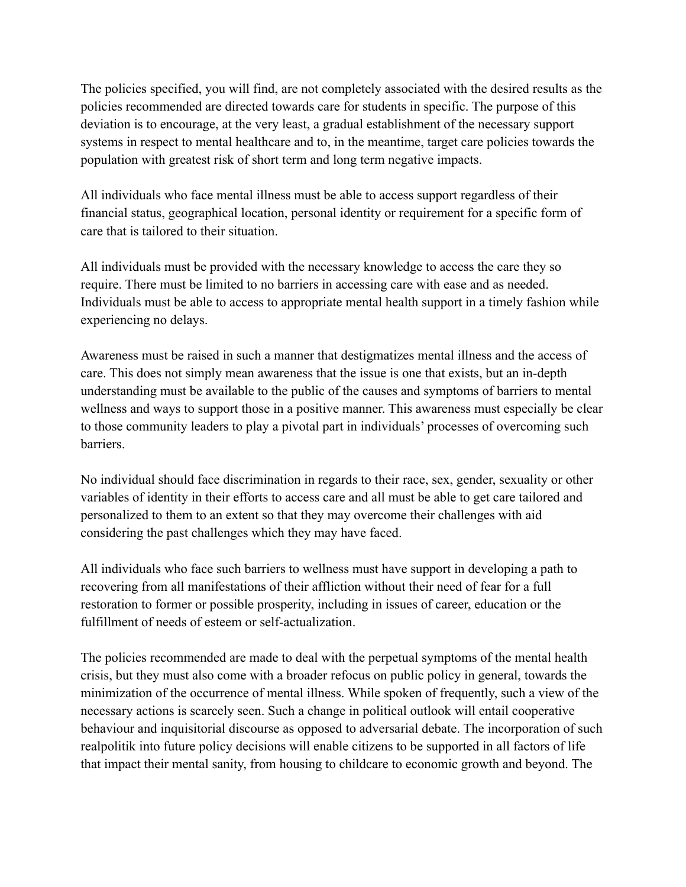The policies specified, you will find, are not completely associated with the desired results as the policies recommended are directed towards care for students in specific. The purpose of this deviation is to encourage, at the very least, a gradual establishment of the necessary support systems in respect to mental healthcare and to, in the meantime, target care policies towards the population with greatest risk of short term and long term negative impacts.

All individuals who face mental illness must be able to access support regardless of their financial status, geographical location, personal identity or requirement for a specific form of care that is tailored to their situation.

All individuals must be provided with the necessary knowledge to access the care they so require. There must be limited to no barriers in accessing care with ease and as needed. Individuals must be able to access to appropriate mental health support in a timely fashion while experiencing no delays.

Awareness must be raised in such a manner that destigmatizes mental illness and the access of care. This does not simply mean awareness that the issue is one that exists, but an in-depth understanding must be available to the public of the causes and symptoms of barriers to mental wellness and ways to support those in a positive manner. This awareness must especially be clear to those community leaders to play a pivotal part in individuals' processes of overcoming such barriers.

No individual should face discrimination in regards to their race, sex, gender, sexuality or other variables of identity in their efforts to access care and all must be able to get care tailored and personalized to them to an extent so that they may overcome their challenges with aid considering the past challenges which they may have faced.

All individuals who face such barriers to wellness must have support in developing a path to recovering from all manifestations of their affliction without their need of fear for a full restoration to former or possible prosperity, including in issues of career, education or the fulfillment of needs of esteem or self-actualization.

The policies recommended are made to deal with the perpetual symptoms of the mental health crisis, but they must also come with a broader refocus on public policy in general, towards the minimization of the occurrence of mental illness. While spoken of frequently, such a view of the necessary actions is scarcely seen. Such a change in political outlook will entail cooperative behaviour and inquisitorial discourse as opposed to adversarial debate. The incorporation of such realpolitik into future policy decisions will enable citizens to be supported in all factors of life that impact their mental sanity, from housing to childcare to economic growth and beyond. The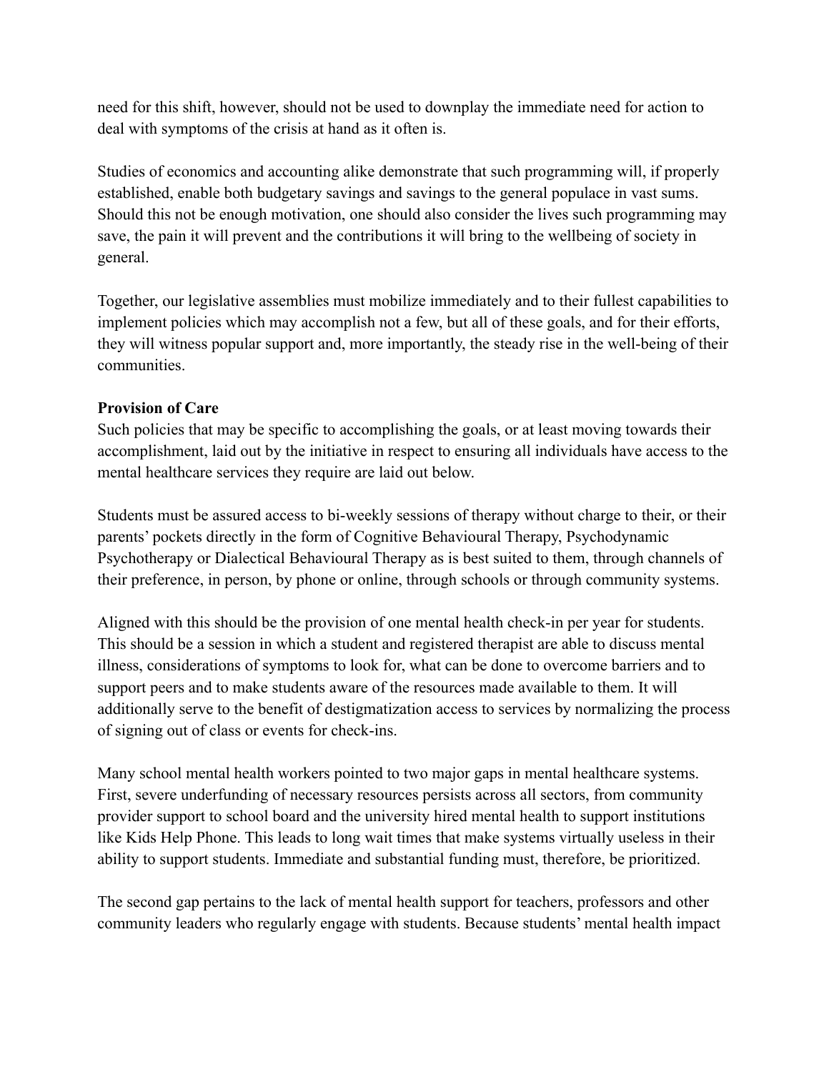need for this shift, however, should not be used to downplay the immediate need for action to deal with symptoms of the crisis at hand as it often is.

Studies of economics and accounting alike demonstrate that such programming will, if properly established, enable both budgetary savings and savings to the general populace in vast sums. Should this not be enough motivation, one should also consider the lives such programming may save, the pain it will prevent and the contributions it will bring to the wellbeing of society in general.

Together, our legislative assemblies must mobilize immediately and to their fullest capabilities to implement policies which may accomplish not a few, but all of these goals, and for their efforts, they will witness popular support and, more importantly, the steady rise in the well-being of their communities.

**Provision of Care**

Such policies that may be specific to accomplishing the goals, or at least moving towards their accomplishment, laid out by the initiative in respect to ensuring all individuals have access to the mental healthcare services they require are laid out below.

Students must be assured access to bi-weekly sessions of therapy without charge to their, or their parents' pockets directly in the form of Cognitive Behavioural Therapy, Psychodynamic Psychotherapy or Dialectical Behavioural Therapy as is best suited to them, through channels of their preference, in person, by phone or online, through schools or through community systems.

Aligned with this should be the provision of one mental health check-in per year for students. This should be a session in which a student and registered therapist are able to discuss mental illness, considerations of symptoms to look for, what can be done to overcome barriers and to support peers and to make students aware of the resources made available to them. It will additionally serve to the benefit of destigmatization access to services by normalizing the process of signing out of class or events for check-ins.

Many school mental health workers pointed to two major gaps in mental healthcare systems. First, severe underfunding of necessary resources persists across all sectors, from community provider support to school board and the university hired mental health to support institutions like Kids Help Phone. This leads to long wait times that make systems virtually useless in their ability to support students. Immediate and substantial funding must, therefore, be prioritized.

The second gap pertains to the lack of mental health support for teachers, professors and other community leaders who regularly engage with students. Because students' mental health impact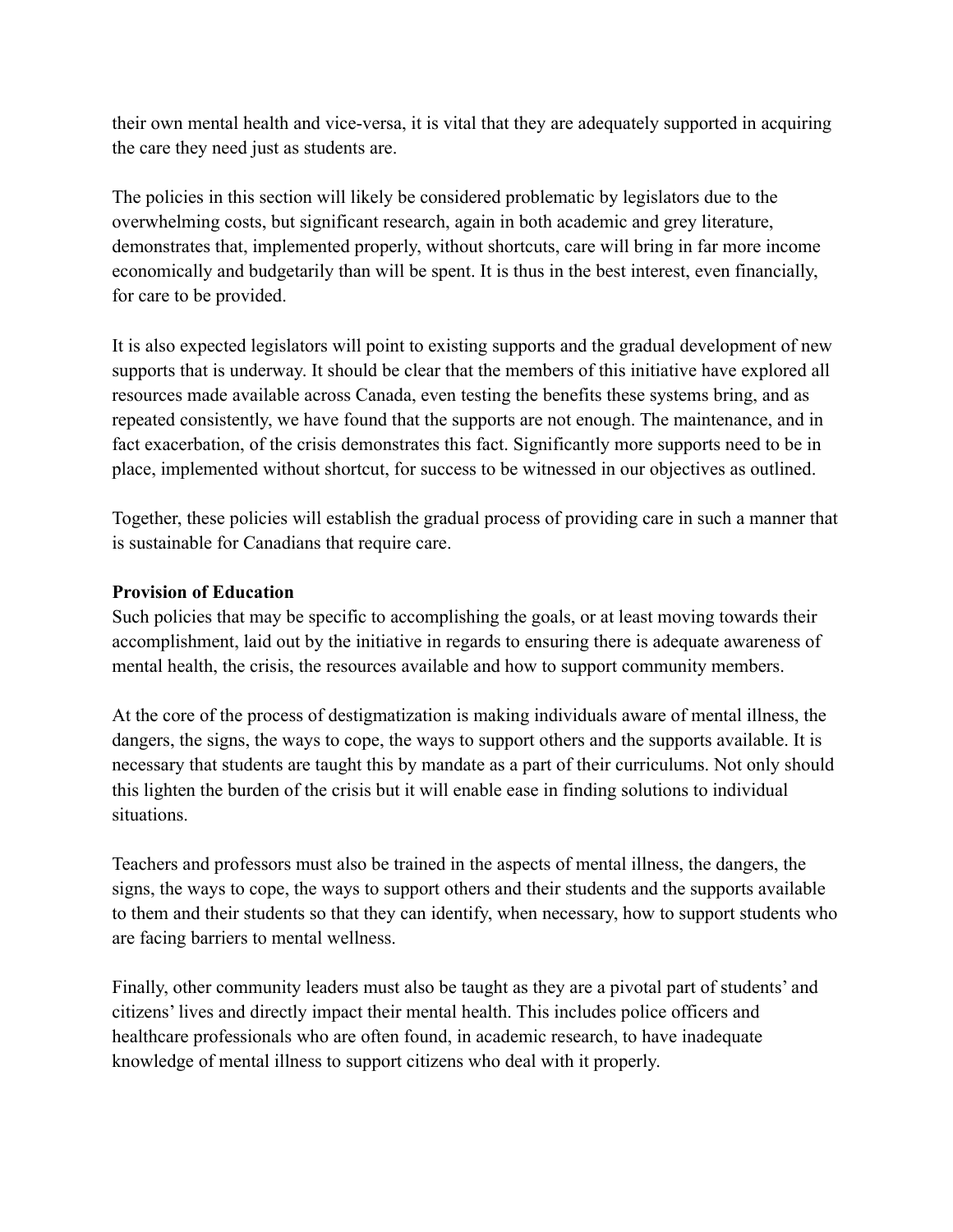their own mental health and vice-versa, it is vital that they are adequately supported in acquiring the care they need just as students are.

The policies in this section will likely be considered problematic by legislators due to the overwhelming costs, but significant research, again in both academic and grey literature, demonstrates that, implemented properly, without shortcuts, care will bring in far more income economically and budgetarily than will be spent. It is thus in the best interest, even financially, for care to be provided.

It is also expected legislators will point to existing supports and the gradual development of new supports that is underway. It should be clear that the members of this initiative have explored all resources made available across Canada, even testing the benefits these systems bring, and as repeated consistently, we have found that the supports are not enough. The maintenance, and in fact exacerbation, of the crisis demonstrates this fact. Significantly more supports need to be in place, implemented without shortcut, for success to be witnessed in our objectives as outlined.

Together, these policies will establish the gradual process of providing care in such a manner that is sustainable for Canadians that require care.

**Provision of Education**

Such policies that may be specific to accomplishing the goals, or at least moving towards their accomplishment, laid out by the initiative in regards to ensuring there is adequate awareness of mental health, the crisis, the resources available and how to support community members.

At the core of the process of destigmatization is making individuals aware of mental illness, the dangers, the signs, the ways to cope, the ways to support others and the supports available. It is necessary that students are taught this by mandate as a part of their curriculums. Not only should this lighten the burden of the crisis but it will enable ease in finding solutions to individual situations.

Teachers and professors must also be trained in the aspects of mental illness, the dangers, the signs, the ways to cope, the ways to support others and their students and the supports available to them and their students so that they can identify, when necessary, how to support students who are facing barriers to mental wellness.

Finally, other community leaders must also be taught as they are a pivotal part of students' and citizens' lives and directly impact their mental health. This includes police officers and healthcare professionals who are often found, in academic research, to have inadequate knowledge of mental illness to support citizens who deal with it properly.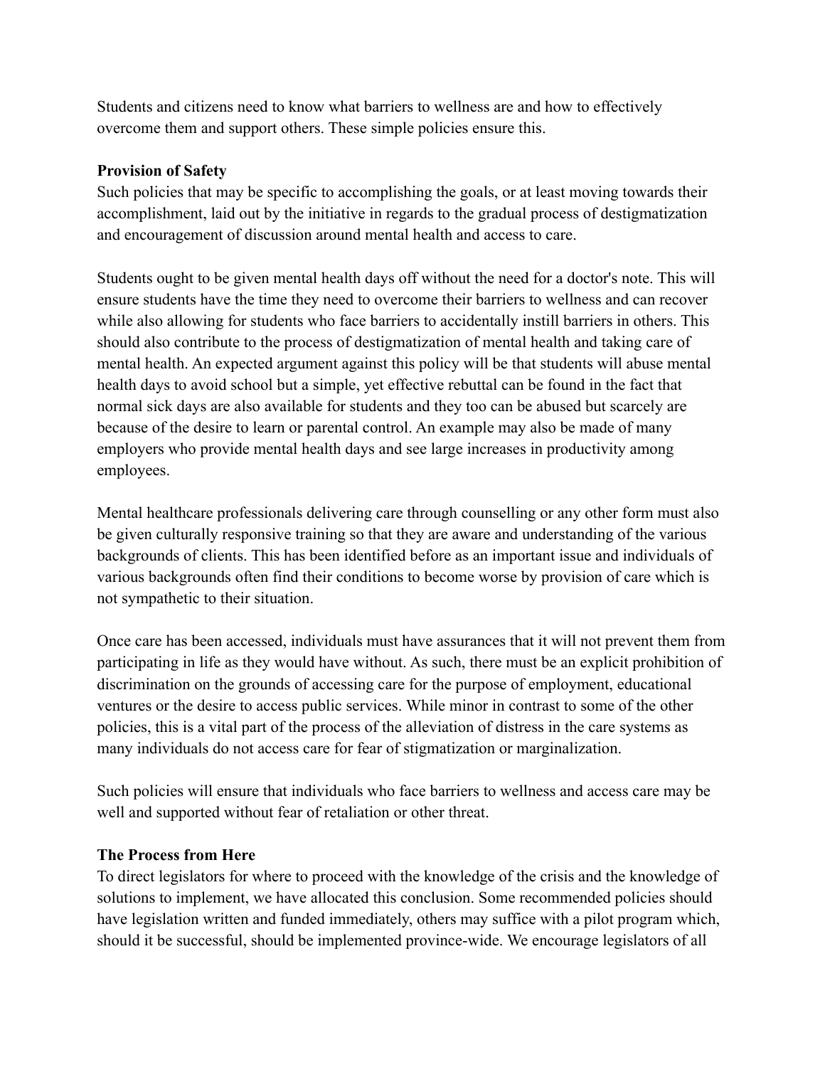Students and citizens need to know what barriers to wellness are and how to effectively overcome them and support others. These simple policies ensure this.

**Provision of Safety**

Such policies that may be specific to accomplishing the goals, or at least moving towards their accomplishment, laid out by the initiative in regards to the gradual process of destigmatization and encouragement of discussion around mental health and access to care.

Students ought to be given mental health days off without the need for a doctor's note. This will ensure students have the time they need to overcome their barriers to wellness and can recover while also allowing for students who face barriers to accidentally instill barriers in others. This should also contribute to the process of destigmatization of mental health and taking care of mental health. An expected argument against this policy will be that students will abuse mental health days to avoid school but a simple, yet effective rebuttal can be found in the fact that normal sick days are also available for students and they too can be abused but scarcely are because of the desire to learn or parental control. An example may also be made of many employers who provide mental health days and see large increases in productivity among employees.

Mental healthcare professionals delivering care through counselling or any other form must also be given culturally responsive training so that they are aware and understanding of the various backgrounds of clients. This has been identified before as an important issue and individuals of various backgrounds often find their conditions to become worse by provision of care which is not sympathetic to their situation.

Once care has been accessed, individuals must have assurances that it will not prevent them from participating in life as they would have without. As such, there must be an explicit prohibition of discrimination on the grounds of accessing care for the purpose of employment, educational ventures or the desire to access public services. While minor in contrast to some of the other policies, this is a vital part of the process of the alleviation of distress in the care systems as many individuals do not access care for fear of stigmatization or marginalization.

Such policies will ensure that individuals who face barriers to wellness and access care may be well and supported without fear of retaliation or other threat.

**The Process from Here**

To direct legislators for where to proceed with the knowledge of the crisis and the knowledge of solutions to implement, we have allocated this conclusion. Some recommended policies should have legislation written and funded immediately, others may suffice with a pilot program which, should it be successful, should be implemented province-wide. We encourage legislators of all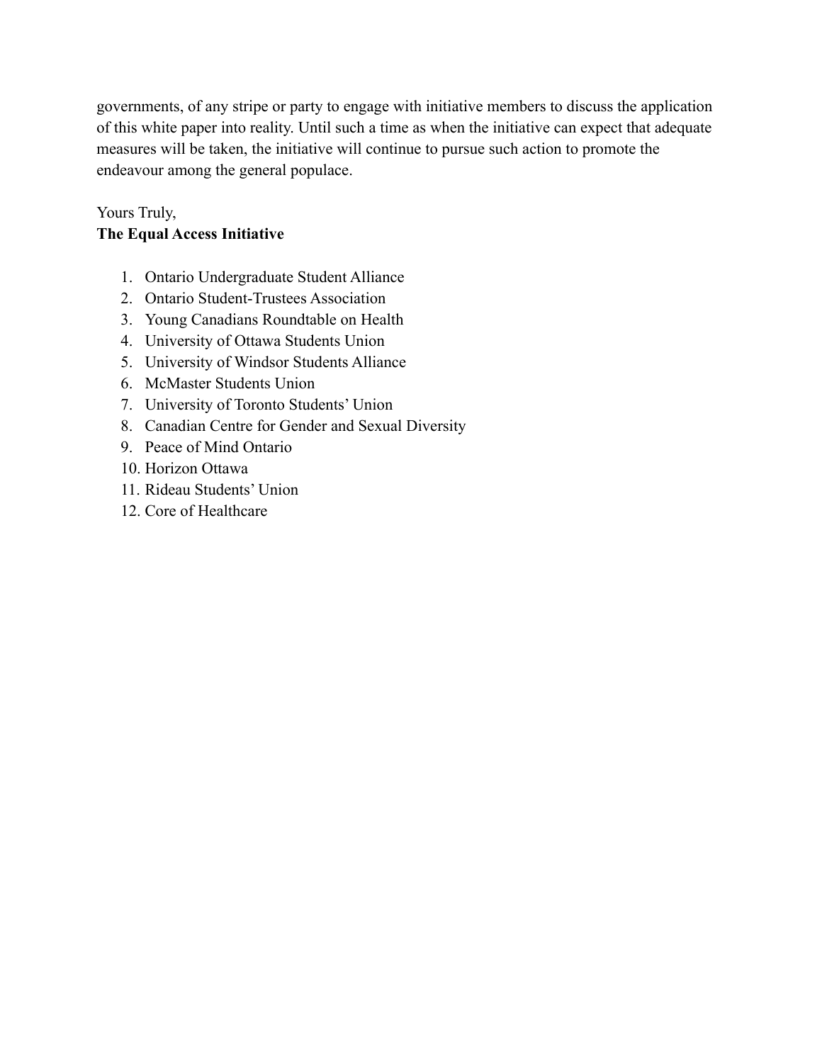governments, of any stripe or party to engage with initiative members to discuss the application of this white paper into reality. Until such a time as when the initiative can expect that adequate measures will be taken, the initiative will continue to pursue such action to promote the endeavour among the general populace.

Yours Truly,
**The Equal Access Initiative**

1. Ontario Undergraduate Student Alliance
2. Ontario Student-Trustees Association
3. Young Canadians Roundtable on Health
4. University of Ottawa Students Union
5. University of Windsor Students Alliance
6. McMaster Students Union
7. University of Toronto Students' Union
8. Canadian Centre for Gender and Sexual Diversity
9. Peace of Mind Ontario
10. Horizon Ottawa
11. Rideau Students' Union
12. Core of Healthcare